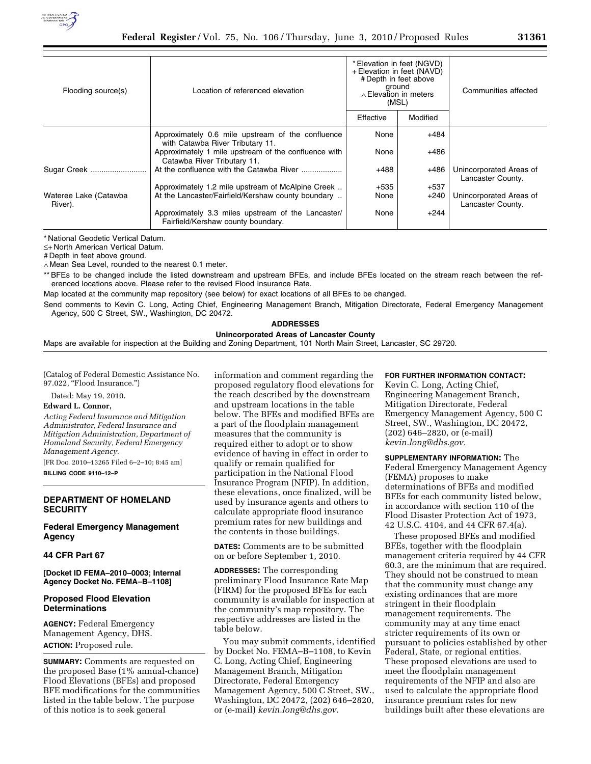| Flooding source(s) | Location of referenced elevation | * Elevation in feet (NGVD) + Elevation in feet (NAVD) # Depth in feet above ground ∧ Elevation in meters (MSL) | | Communities affected |
|---|---|---|---|---|
| | | Effective | Modified | |
| | Approximately 0.6 mile upstream of the confluence with Catawba River Tributary 11. | None | +484 | |
| | Approximately 1 mile upstream of the confluence with Catawba River Tributary 11. | None | +486 | |
| Sugar Creek | At the confluence with the Catawba River | +488 | +486 | Unincorporated Areas of Lancaster County. |
| | Approximately 1.2 mile upstream of McAlpine Creek | +535 | +537 | |
| Wateree Lake (Catawba River). | At the Lancaster/Fairfield/Kershaw county boundary | None | +240 | Unincorporated Areas of Lancaster County. |
| | Approximately 3.3 miles upstream of the Lancaster/Fairfield/Kershaw county boundary. | None | +244 | |

\* National Geodetic Vertical Datum.

≤+ North American Vertical Datum.

\# Depth in feet above ground.

∧ Mean Sea Level, rounded to the nearest 0.1 meter.

\*\* BFEs to be changed include the listed downstream and upstream BFEs, and include BFEs located on the stream reach between the referenced locations above. Please refer to the revised Flood Insurance Rate.

Map located at the community map repository (see below) for exact locations of all BFEs to be changed.

Send comments to Kevin C. Long, Acting Chief, Engineering Management Branch, Mitigation Directorate, Federal Emergency Management Agency, 500 C Street, SW., Washington, DC 20472.

**ADDRESSES**

**Unincorporated Areas of Lancaster County**

Maps are available for inspection at the Building and Zoning Department, 101 North Main Street, Lancaster, SC 29720.

(Catalog of Federal Domestic Assistance No. 97.022, "Flood Insurance.")

Dated: May 19, 2010.

**Edward L. Connor,**

*Acting Federal Insurance and Mitigation Administrator, Federal Insurance and Mitigation Administration, Department of Homeland Security, Federal Emergency Management Agency.*

[FR Doc. 2010–13265 Filed 6–2–10; 8:45 am]

**BILLING CODE 9110–12–P**

## DEPARTMENT OF HOMELAND SECURITY

## Federal Emergency Management Agency

## 44 CFR Part 67

**[Docket ID FEMA–2010–0003; Internal Agency Docket No. FEMA–B–1108]**

## Proposed Flood Elevation Determinations

**AGENCY:** Federal Emergency Management Agency, DHS.

**ACTION:** Proposed rule.

**SUMMARY:** Comments are requested on the proposed Base (1% annual-chance) Flood Elevations (BFEs) and proposed BFE modifications for the communities listed in the table below. The purpose of this notice is to seek general information and comment regarding the proposed regulatory flood elevations for the reach described by the downstream and upstream locations in the table below. The BFEs and modified BFEs are a part of the floodplain management measures that the community is required either to adopt or to show evidence of having in effect in order to qualify or remain qualified for participation in the National Flood Insurance Program (NFIP). In addition, these elevations, once finalized, will be used by insurance agents and others to calculate appropriate flood insurance premium rates for new buildings and the contents in those buildings.

**DATES:** Comments are to be submitted on or before September 1, 2010.

**ADDRESSES:** The corresponding preliminary Flood Insurance Rate Map (FIRM) for the proposed BFEs for each community is available for inspection at the community's map repository. The respective addresses are listed in the table below.

You may submit comments, identified by Docket No. FEMA–B–1108, to Kevin C. Long, Acting Chief, Engineering Management Branch, Mitigation Directorate, Federal Emergency Management Agency, 500 C Street, SW., Washington, DC 20472, (202) 646–2820, or (e-mail) *kevin.long@dhs.gov.*

**FOR FURTHER INFORMATION CONTACT:** Kevin C. Long, Acting Chief, Engineering Management Branch, Mitigation Directorate, Federal Emergency Management Agency, 500 C Street, SW., Washington, DC 20472, (202) 646–2820, or (e-mail) *kevin.long@dhs.gov.*

**SUPPLEMENTARY INFORMATION:** The Federal Emergency Management Agency (FEMA) proposes to make determinations of BFEs and modified BFEs for each community listed below, in accordance with section 110 of the Flood Disaster Protection Act of 1973, 42 U.S.C. 4104, and 44 CFR 67.4(a).

These proposed BFEs and modified BFEs, together with the floodplain management criteria required by 44 CFR 60.3, are the minimum that are required. They should not be construed to mean that the community must change any existing ordinances that are more stringent in their floodplain management requirements. The community may at any time enact stricter requirements of its own or pursuant to policies established by other Federal, State, or regional entities. These proposed elevations are used to meet the floodplain management requirements of the NFIP and also are used to calculate the appropriate flood insurance premium rates for new buildings built after these elevations are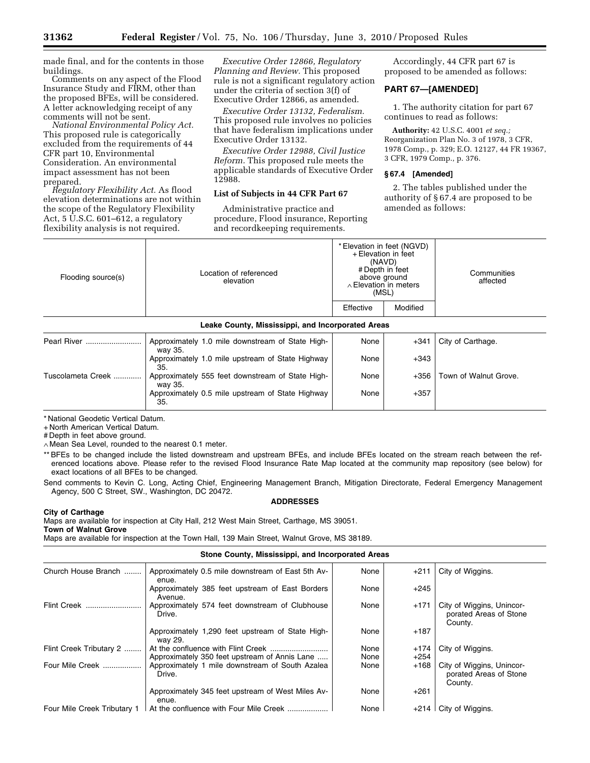made final, and for the contents in those buildings.

Comments on any aspect of the Flood Insurance Study and FIRM, other than the proposed BFEs, will be considered. A letter acknowledging receipt of any comments will not be sent.

*National Environmental Policy Act.* This proposed rule is categorically excluded from the requirements of 44 CFR part 10, Environmental Consideration. An environmental impact assessment has not been prepared.

*Regulatory Flexibility Act.* As flood elevation determinations are not within the scope of the Regulatory Flexibility Act, 5 U.S.C. 601–612, a regulatory flexibility analysis is not required.

*Executive Order 12866, Regulatory Planning and Review.* This proposed rule is not a significant regulatory action under the criteria of section 3(f) of Executive Order 12866, as amended.

*Executive Order 13132, Federalism.* This proposed rule involves no policies that have federalism implications under Executive Order 13132.

*Executive Order 12988, Civil Justice Reform.* This proposed rule meets the applicable standards of Executive Order 12988.

**List of Subjects in 44 CFR Part 67**

Administrative practice and procedure, Flood insurance, Reporting and recordkeeping requirements.

Accordingly, 44 CFR part 67 is proposed to be amended as follows:

## PART 67—[AMENDED]

1. The authority citation for part 67 continues to read as follows:

**Authority:** 42 U.S.C. 4001 *et seq.;* Reorganization Plan No. 3 of 1978, 3 CFR, 1978 Comp., p. 329; E.O. 12127, 44 FR 19367, 3 CFR, 1979 Comp., p. 376.

### § 67.4 [Amended]

2. The tables published under the authority of § 67.4 are proposed to be amended as follows:

| Flooding source(s) | Location of referenced elevation | * Elevation in feet (NGVD) + Elevation in feet (NAVD) # Depth in feet above ground ∧ Elevation in meters (MSL) | | Communities affected |
|---|---|---|---|---|
| | | Effective | Modified | |
| **Leake County, Mississippi, and Incorporated Areas** | | | | |
| Pearl River | Approximately 1.0 mile downstream of State Highway 35. | None | +341 | City of Carthage. |
| | Approximately 1.0 mile upstream of State Highway 35. | None | +343 | |
| Tuscolameta Creek | Approximately 555 feet downstream of State Highway 35. | None | +356 | Town of Walnut Grove. |
| | Approximately 0.5 mile upstream of State Highway 35. | None | +357 | |

\* National Geodetic Vertical Datum.
+ North American Vertical Datum.
# Depth in feet above ground.
∧ Mean Sea Level, rounded to the nearest 0.1 meter.
** BFEs to be changed include the listed downstream and upstream BFEs, and include BFEs located on the stream reach between the referenced locations above. Please refer to the revised Flood Insurance Rate Map located at the community map repository (see below) for exact locations of all BFEs to be changed.

Send comments to Kevin C. Long, Acting Chief, Engineering Management Branch, Mitigation Directorate, Federal Emergency Management Agency, 500 C Street, SW., Washington, DC 20472.

**ADDRESSES**

**City of Carthage**

Maps are available for inspection at City Hall, 212 West Main Street, Carthage, MS 39051.

**Town of Walnut Grove**

Maps are available for inspection at the Town Hall, 139 Main Street, Walnut Grove, MS 38189.

| Flooding source(s) | Location of referenced elevation | Effective | Modified | Communities affected |
|---|---|---|---|---|
| **Stone County, Mississippi, and Incorporated Areas** | | | | |
| Church House Branch | Approximately 0.5 mile downstream of East 5th Avenue. | None | +211 | City of Wiggins. |
| | Approximately 385 feet upstream of East Borders Avenue. | None | +245 | |
| Flint Creek | Approximately 574 feet downstream of Clubhouse Drive. | None | +171 | City of Wiggins, Unincorporated Areas of Stone County. |
| | Approximately 1,290 feet upstream of State Highway 29. | None | +187 | |
| Flint Creek Tributary 2 | At the confluence with Flint Creek | None | +174 | City of Wiggins. |
| | Approximately 350 feet upstream of Annis Lane | None | +254 | |
| Four Mile Creek | Approximately 1 mile downstream of South Azalea Drive. | None | +168 | City of Wiggins, Unincorporated Areas of Stone County. |
| | Approximately 345 feet upstream of West Miles Avenue. | None | +261 | |
| Four Mile Creek Tributary 1 | At the confluence with Four Mile Creek | None | +214 | City of Wiggins. |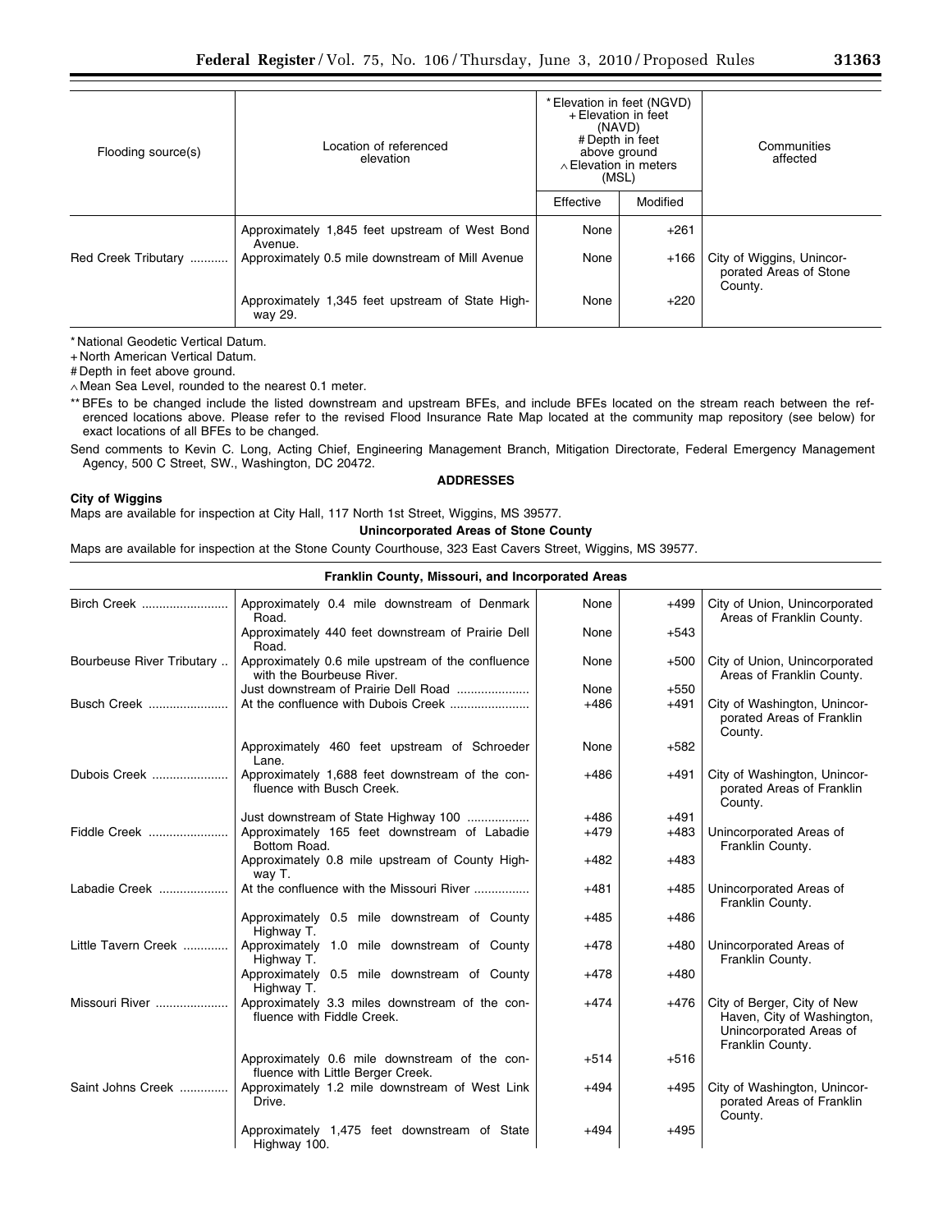| Flooding source(s) | Location of referenced elevation | * Elevation in feet (NGVD) + Elevation in feet (NAVD) # Depth in feet above ground ∧ Elevation in meters (MSL) | | Communities affected |
|---|---|---|---|---|
| | | Effective | Modified | |
| | Approximately 1,845 feet upstream of West Bond Avenue. | None | +261 | |
| Red Creek Tributary | Approximately 0.5 mile downstream of Mill Avenue | None | +166 | City of Wiggins, Unincorporated Areas of Stone County. |
| | Approximately 1,345 feet upstream of State Highway 29. | None | +220 | |

\* National Geodetic Vertical Datum.

\+ North American Vertical Datum.

\# Depth in feet above ground.

∧ Mean Sea Level, rounded to the nearest 0.1 meter.

** BFEs to be changed include the listed downstream and upstream BFEs, and include BFEs located on the stream reach between the referenced locations above. Please refer to the revised Flood Insurance Rate Map located at the community map repository (see below) for exact locations of all BFEs to be changed.

Send comments to Kevin C. Long, Acting Chief, Engineering Management Branch, Mitigation Directorate, Federal Emergency Management Agency, 500 C Street, SW., Washington, DC 20472.

**ADDRESSES**

**City of Wiggins**

Maps are available for inspection at City Hall, 117 North 1st Street, Wiggins, MS 39577.

**Unincorporated Areas of Stone County**

Maps are available for inspection at the Stone County Courthouse, 323 East Cavers Street, Wiggins, MS 39577.

| Franklin County, Missouri, and Incorporated Areas | | | | |
|---|---|---|---|---|
| Birch Creek | Approximately 0.4 mile downstream of Denmark Road. | None | +499 | City of Union, Unincorporated Areas of Franklin County. |
| | Approximately 440 feet downstream of Prairie Dell Road. | None | +543 | |
| Bourbeuse River Tributary | Approximately 0.6 mile upstream of the confluence with the Bourbeuse River. | None | +500 | City of Union, Unincorporated Areas of Franklin County. |
| | Just downstream of Prairie Dell Road | None | +550 | |
| Busch Creek | At the confluence with Dubois Creek | +486 | +491 | City of Washington, Unincorporated Areas of Franklin County. |
| | Approximately 460 feet upstream of Schroeder Lane. | None | +582 | |
| Dubois Creek | Approximately 1,688 feet downstream of the confluence with Busch Creek. | +486 | +491 | City of Washington, Unincorporated Areas of Franklin County. |
| | Just downstream of State Highway 100 | +486 | +491 | |
| Fiddle Creek | Approximately 165 feet downstream of Labadie Bottom Road. | +479 | +483 | Unincorporated Areas of Franklin County. |
| | Approximately 0.8 mile upstream of County Highway T. | +482 | +483 | |
| Labadie Creek | At the confluence with the Missouri River | +481 | +485 | Unincorporated Areas of Franklin County. |
| | Approximately 0.5 mile downstream of County Highway T. | +485 | +486 | |
| Little Tavern Creek | Approximately 1.0 mile downstream of County Highway T. | +478 | +480 | Unincorporated Areas of Franklin County. |
| | Approximately 0.5 mile downstream of County Highway T. | +478 | +480 | |
| Missouri River | Approximately 3.3 miles downstream of the confluence with Fiddle Creek. | +474 | +476 | City of Berger, City of New Haven, City of Washington, Unincorporated Areas of Franklin County. |
| | Approximately 0.6 mile downstream of the confluence with Little Berger Creek. | +514 | +516 | |
| Saint Johns Creek | Approximately 1.2 mile downstream of West Link Drive. | +494 | +495 | City of Washington, Unincorporated Areas of Franklin County. |
| | Approximately 1,475 feet downstream of State Highway 100. | +494 | +495 | |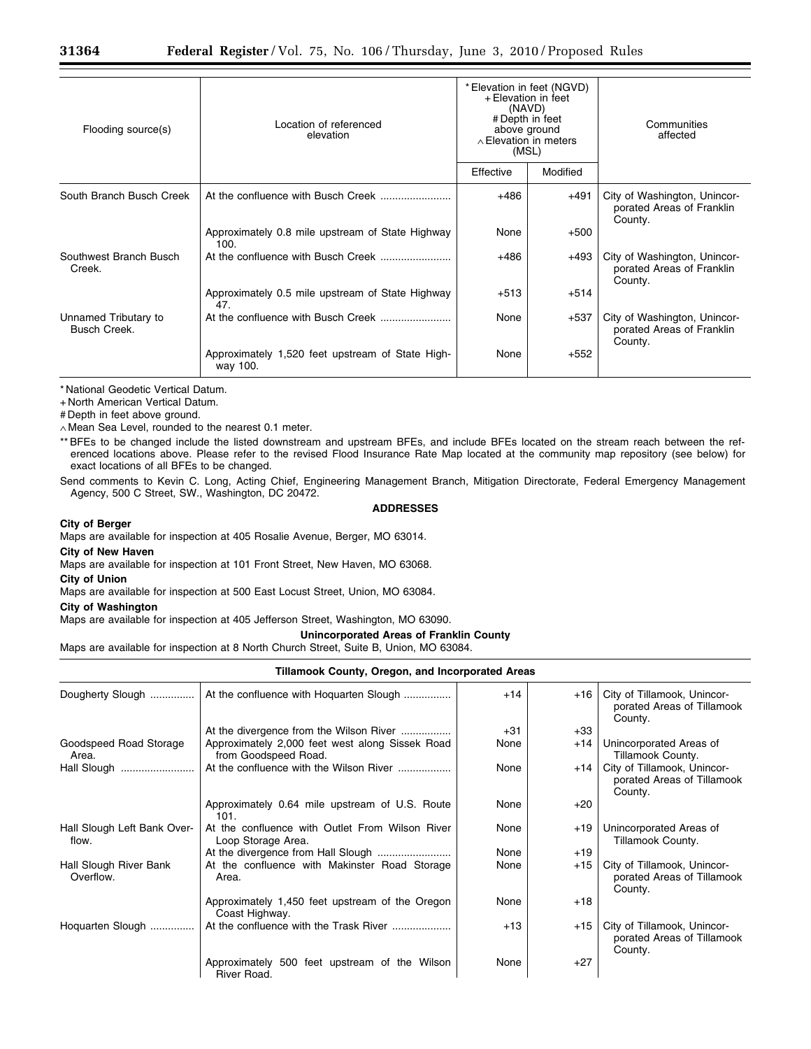| Flooding source(s) | Location of referenced elevation | * Elevation in feet (NGVD) + Elevation in feet (NAVD) # Depth in feet above ground ∧ Elevation in meters (MSL) | | Communities affected |
|---|---|---|---|---|
| | | Effective | Modified | |
| South Branch Busch Creek | At the confluence with Busch Creek | +486 | +491 | City of Washington, Unincorporated Areas of Franklin County. |
| | Approximately 0.8 mile upstream of State Highway 100. | None | +500 | |
| Southwest Branch Busch Creek. | At the confluence with Busch Creek | +486 | +493 | City of Washington, Unincorporated Areas of Franklin County. |
| | Approximately 0.5 mile upstream of State Highway 47. | +513 | +514 | |
| Unnamed Tributary to Busch Creek. | At the confluence with Busch Creek | None | +537 | City of Washington, Unincorporated Areas of Franklin County. |
| | Approximately 1,520 feet upstream of State Highway 100. | None | +552 | |

* National Geodetic Vertical Datum.

+ North American Vertical Datum.

# Depth in feet above ground.

∧ Mean Sea Level, rounded to the nearest 0.1 meter.

** BFEs to be changed include the listed downstream and upstream BFEs, and include BFEs located on the stream reach between the referenced locations above. Please refer to the revised Flood Insurance Rate Map located at the community map repository (see below) for exact locations of all BFEs to be changed.

Send comments to Kevin C. Long, Acting Chief, Engineering Management Branch, Mitigation Directorate, Federal Emergency Management Agency, 500 C Street, SW., Washington, DC 20472.

**ADDRESSES**

**City of Berger**

Maps are available for inspection at 405 Rosalie Avenue, Berger, MO 63014.

**City of New Haven**

Maps are available for inspection at 101 Front Street, New Haven, MO 63068.

**City of Union**

Maps are available for inspection at 500 East Locust Street, Union, MO 63084.

**City of Washington**

Maps are available for inspection at 405 Jefferson Street, Washington, MO 63090.

**Unincorporated Areas of Franklin County**

Maps are available for inspection at 8 North Church Street, Suite B, Union, MO 63084.

**Tillamook County, Oregon, and Incorporated Areas**

| Flooding source(s) | Location of referenced elevation | Effective | Modified | Communities affected |
|---|---|---|---|---|
| Dougherty Slough | At the confluence with Hoquarten Slough | +14 | +16 | City of Tillamook, Unincorporated Areas of Tillamook County. |
| | At the divergence from the Wilson River | +31 | +33 | |
| Goodspeed Road Storage Area. | Approximately 2,000 feet west along Sissek Road from Goodspeed Road. | None | +14 | Unincorporated Areas of Tillamook County. |
| Hall Slough | At the confluence with the Wilson River | None | +14 | City of Tillamook, Unincorporated Areas of Tillamook County. |
| | Approximately 0.64 mile upstream of U.S. Route 101. | None | +20 | |
| Hall Slough Left Bank Overflow. | At the confluence with Outlet From Wilson River Loop Storage Area. | None | +19 | Unincorporated Areas of Tillamook County. |
| | At the divergence from Hall Slough | None | +19 | |
| Hall Slough River Bank Overflow. | At the confluence with Makinster Road Storage Area. | None | +15 | City of Tillamook, Unincorporated Areas of Tillamook County. |
| | Approximately 1,450 feet upstream of the Oregon Coast Highway. | None | +18 | |
| Hoquarten Slough | At the confluence with the Trask River | +13 | +15 | City of Tillamook, Unincorporated Areas of Tillamook County. |
| | Approximately 500 feet upstream of the Wilson River Road. | None | +27 | |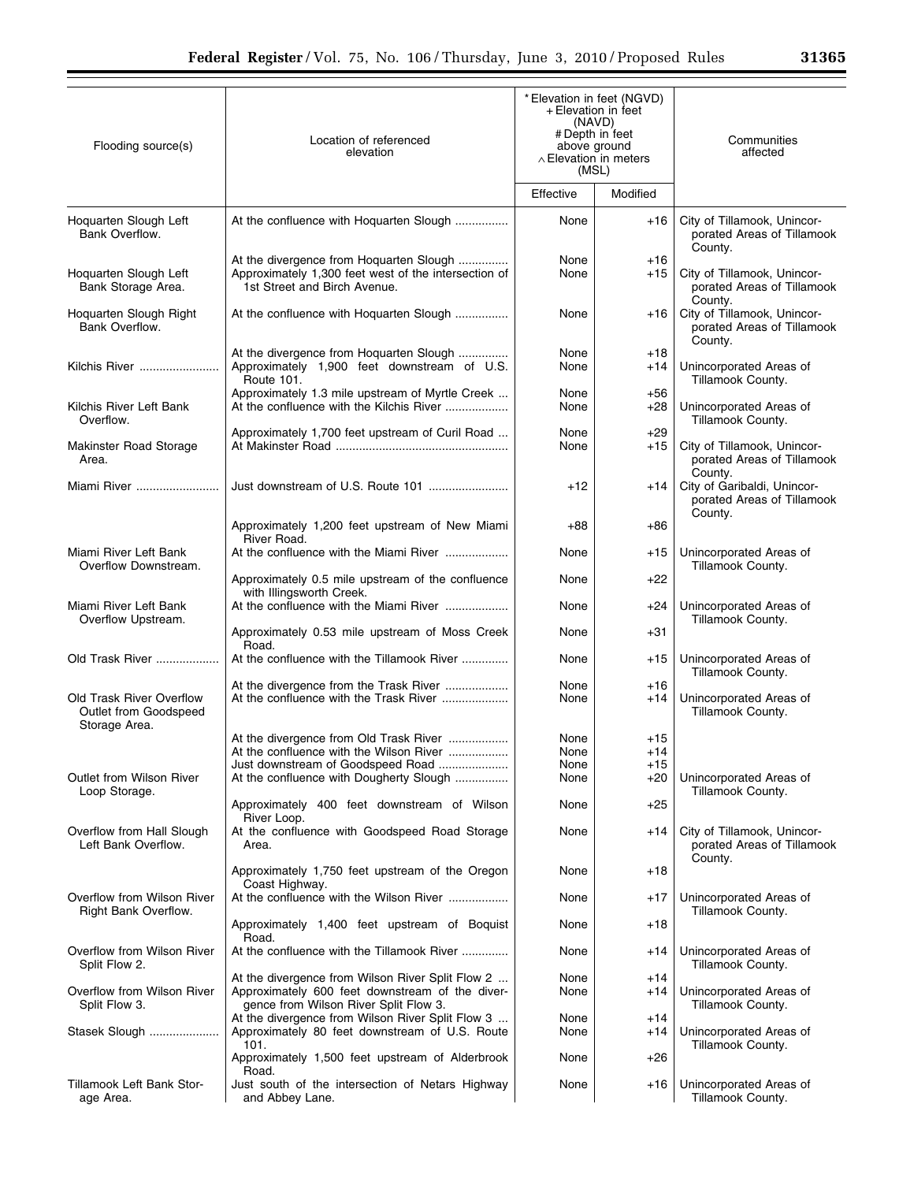| Flooding source(s) | Location of referenced elevation | * Elevation in feet (NGVD) + Elevation in feet (NAVD) # Depth in feet above ground ∧ Elevation in meters (MSL) | | Communities affected |
|---|---|---|---|---|
| | | Effective | Modified | |
| Hoquarten Slough Left Bank Overflow. | At the confluence with Hoquarten Slough | None | +16 | City of Tillamook, Unincorporated Areas of Tillamook County. |
| | At the divergence from Hoquarten Slough | None | +16 | |
| Hoquarten Slough Left Bank Storage Area. | Approximately 1,300 feet west of the intersection of 1st Street and Birch Avenue. | None | +15 | City of Tillamook, Unincorporated Areas of Tillamook County. |
| Hoquarten Slough Right Bank Overflow. | At the confluence with Hoquarten Slough | None | +16 | City of Tillamook, Unincorporated Areas of Tillamook County. |
| | At the divergence from Hoquarten Slough | None | +18 | |
| Kilchis River | Approximately 1,900 feet downstream of U.S. Route 101. | None | +14 | Unincorporated Areas of Tillamook County. |
| | Approximately 1.3 mile upstream of Myrtle Creek | None | +56 | |
| Kilchis River Left Bank Overflow. | At the confluence with the Kilchis River | None | +28 | Unincorporated Areas of Tillamook County. |
| | Approximately 1,700 feet upstream of Curil Road | None | +29 | |
| Makinster Road Storage Area. | At Makinster Road | None | +15 | City of Tillamook, Unincorporated Areas of Tillamook County. |
| Miami River | Just downstream of U.S. Route 101 | +12 | +14 | City of Garibaldi, Unincorporated Areas of Tillamook County. |
| | Approximately 1,200 feet upstream of New Miami River Road. | +88 | +86 | |
| Miami River Left Bank Overflow Downstream. | At the confluence with the Miami River | None | +15 | Unincorporated Areas of Tillamook County. |
| | Approximately 0.5 mile upstream of the confluence with Illingsworth Creek. | None | +22 | |
| Miami River Left Bank Overflow Upstream. | At the confluence with the Miami River | None | +24 | Unincorporated Areas of Tillamook County. |
| | Approximately 0.53 mile upstream of Moss Creek Road. | None | +31 | |
| Old Trask River | At the confluence with the Tillamook River | None | +15 | Unincorporated Areas of Tillamook County. |
| | At the divergence from the Trask River | None | +16 | |
| Old Trask River Overflow Outlet from Goodspeed Storage Area. | At the confluence with the Trask River | None | +14 | Unincorporated Areas of Tillamook County. |
| | At the divergence from Old Trask River | None | +15 | |
| | At the confluence with the Wilson River | None | +14 | |
| | Just downstream of Goodspeed Road | None | +15 | |
| Outlet from Wilson River Loop Storage. | At the confluence with Dougherty Slough | None | +20 | Unincorporated Areas of Tillamook County. |
| | Approximately 400 feet downstream of Wilson River Loop. | None | +25 | |
| Overflow from Hall Slough Left Bank Overflow. | At the confluence with Goodspeed Road Storage Area. | None | +14 | City of Tillamook, Unincorporated Areas of Tillamook County. |
| | Approximately 1,750 feet upstream of the Oregon Coast Highway. | None | +18 | |
| Overflow from Wilson River Right Bank Overflow. | At the confluence with the Wilson River | None | +17 | Unincorporated Areas of Tillamook County. |
| | Approximately 1,400 feet upstream of Boquist Road. | None | +18 | |
| Overflow from Wilson River Split Flow 2. | At the confluence with the Tillamook River | None | +14 | Unincorporated Areas of Tillamook County. |
| | At the divergence from Wilson River Split Flow 2 | None | +14 | |
| Overflow from Wilson River Split Flow 3. | Approximately 600 feet downstream of the divergence from Wilson River Split Flow 3. | None | +14 | Unincorporated Areas of Tillamook County. |
| | At the divergence from Wilson River Split Flow 3 | None | +14 | |
| Stasek Slough | Approximately 80 feet downstream of U.S. Route 101. | None | +14 | Unincorporated Areas of Tillamook County. |
| | Approximately 1,500 feet upstream of Alderbrook Road. | None | +26 | |
| Tillamook Left Bank Storage Area. | Just south of the intersection of Netars Highway and Abbey Lane. | None | +16 | Unincorporated Areas of Tillamook County. |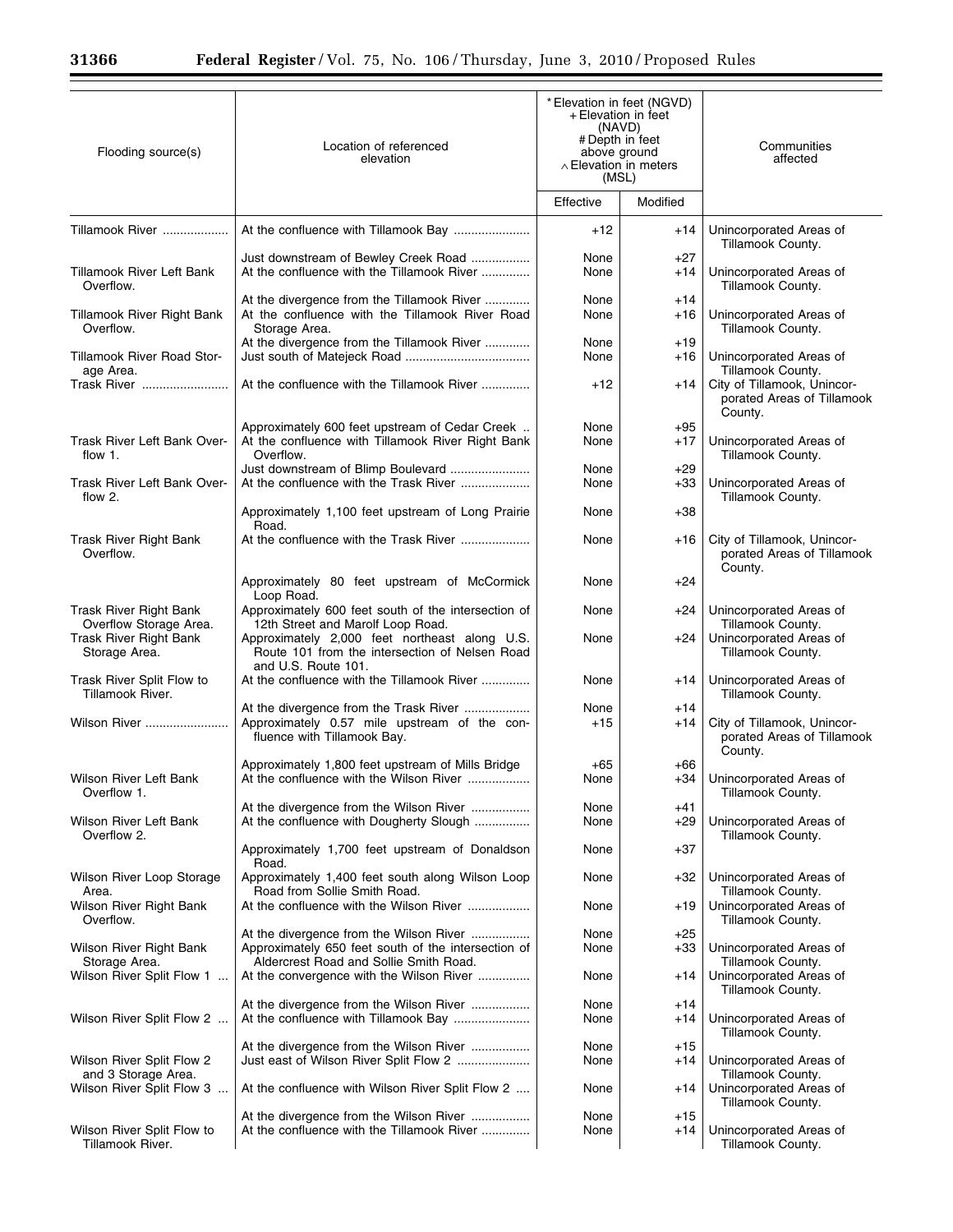| Flooding source(s) | Location of referenced elevation | * Elevation in feet (NGVD) + Elevation in feet (NAVD) # Depth in feet above ground ∧ Elevation in meters (MSL) | | Communities affected |
|---|---|---|---|---|
| | | Effective | Modified | |
| Tillamook River | At the confluence with Tillamook Bay | +12 | +14 | Unincorporated Areas of Tillamook County. |
| | Just downstream of Bewley Creek Road | None | +27 | |
| Tillamook River Left Bank Overflow. | At the confluence with the Tillamook River | None | +14 | Unincorporated Areas of Tillamook County. |
| | At the divergence from the Tillamook River | None | +14 | |
| Tillamook River Right Bank Overflow. | At the confluence with the Tillamook River Road Storage Area. | None | +16 | Unincorporated Areas of Tillamook County. |
| | At the divergence from the Tillamook River | None | +19 | |
| Tillamook River Road Storage Area. | Just south of Matejeck Road | None | +16 | Unincorporated Areas of Tillamook County. |
| Trask River | At the confluence with the Tillamook River | +12 | +14 | City of Tillamook, Unincorporated Areas of Tillamook County. |
| | Approximately 600 feet upstream of Cedar Creek | None | +95 | |
| Trask River Left Bank Overflow 1. | At the confluence with Tillamook River Right Bank Overflow. | None | +17 | Unincorporated Areas of Tillamook County. |
| | Just downstream of Blimp Boulevard | None | +29 | |
| Trask River Left Bank Overflow 2. | At the confluence with the Trask River | None | +33 | Unincorporated Areas of Tillamook County. |
| | Approximately 1,100 feet upstream of Long Prairie Road. | None | +38 | |
| Trask River Right Bank Overflow. | At the confluence with the Trask River | None | +16 | City of Tillamook, Unincorporated Areas of Tillamook County. |
| | Approximately 80 feet upstream of McCormick Loop Road. | None | +24 | |
| Trask River Right Bank Overflow Storage Area. | Approximately 600 feet south of the intersection of 12th Street and Marolf Loop Road. | None | +24 | Unincorporated Areas of Tillamook County. |
| Trask River Right Bank Storage Area. | Approximately 2,000 feet northeast along U.S. Route 101 from the intersection of Nelsen Road and U.S. Route 101. | None | +24 | Unincorporated Areas of Tillamook County. |
| Trask River Split Flow to Tillamook River. | At the confluence with the Tillamook River | None | +14 | Unincorporated Areas of Tillamook County. |
| | At the divergence from the Trask River | None | +14 | |
| Wilson River | Approximately 0.57 mile upstream of the confluence with Tillamook Bay. | +15 | +14 | City of Tillamook, Unincorporated Areas of Tillamook County. |
| | Approximately 1,800 feet upstream of Mills Bridge | +65 | +66 | |
| Wilson River Left Bank Overflow 1. | At the confluence with the Wilson River | None | +34 | Unincorporated Areas of Tillamook County. |
| | At the divergence from the Wilson River | None | +41 | |
| Wilson River Left Bank Overflow 2. | At the confluence with Dougherty Slough | None | +29 | Unincorporated Areas of Tillamook County. |
| | Approximately 1,700 feet upstream of Donaldson Road. | None | +37 | |
| Wilson River Loop Storage Area. | Approximately 1,400 feet south along Wilson Loop Road from Sollie Smith Road. | None | +32 | Unincorporated Areas of Tillamook County. |
| Wilson River Right Bank Overflow. | At the confluence with the Wilson River | None | +19 | Unincorporated Areas of Tillamook County. |
| | At the divergence from the Wilson River | None | +25 | |
| Wilson River Right Bank Storage Area. | Approximately 650 feet south of the intersection of Aldercrest Road and Sollie Smith Road. | None | +33 | Unincorporated Areas of Tillamook County. |
| Wilson River Split Flow 1 | At the convergence with the Wilson River | None | +14 | Unincorporated Areas of Tillamook County. |
| | At the divergence from the Wilson River | None | +14 | |
| Wilson River Split Flow 2 | At the confluence with Tillamook Bay | None | +14 | Unincorporated Areas of Tillamook County. |
| | At the divergence from the Wilson River | None | +15 | |
| Wilson River Split Flow 2 and 3 Storage Area. | Just east of Wilson River Split Flow 2 | None | +14 | Unincorporated Areas of Tillamook County. |
| Wilson River Split Flow 3 | At the confluence with Wilson River Split Flow 2 | None | +14 | Unincorporated Areas of Tillamook County. |
| | At the divergence from the Wilson River | None | +15 | |
| Wilson River Split Flow to Tillamook River. | At the confluence with the Tillamook River | None | +14 | Unincorporated Areas of Tillamook County. |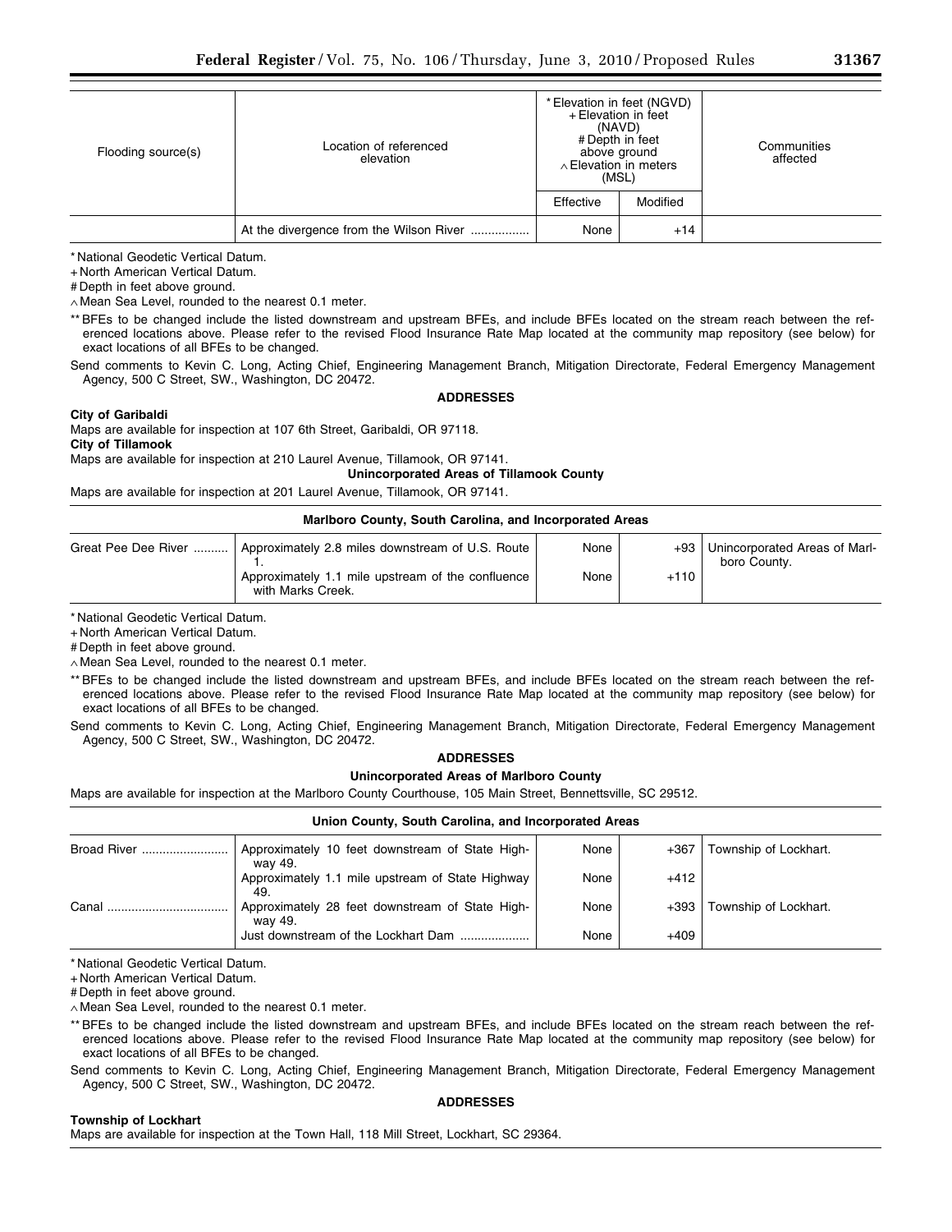| Flooding source(s) | Location of referenced elevation | * Elevation in feet (NGVD) + Elevation in feet (NAVD) # Depth in feet above ground ∧ Elevation in meters (MSL) | | Communities affected |
|---|---|---|---|---|
| | | Effective | Modified | |
| | At the divergence from the Wilson River | None | +14 | |

* National Geodetic Vertical Datum.

+ North American Vertical Datum.

# Depth in feet above ground.

∧ Mean Sea Level, rounded to the nearest 0.1 meter.

** BFEs to be changed include the listed downstream and upstream BFEs, and include BFEs located on the stream reach between the referenced locations above. Please refer to the revised Flood Insurance Rate Map located at the community map repository (see below) for exact locations of all BFEs to be changed.

Send comments to Kevin C. Long, Acting Chief, Engineering Management Branch, Mitigation Directorate, Federal Emergency Management Agency, 500 C Street, SW., Washington, DC 20472.

**ADDRESSES**

**City of Garibaldi**

Maps are available for inspection at 107 6th Street, Garibaldi, OR 97118.

**City of Tillamook**

Maps are available for inspection at 210 Laurel Avenue, Tillamook, OR 97141.

**Unincorporated Areas of Tillamook County**

Maps are available for inspection at 201 Laurel Avenue, Tillamook, OR 97141.

| **Marlboro County, South Carolina, and Incorporated Areas** | | | | |
|---|---|---|---|---|
| Great Pee Dee River | Approximately 2.8 miles downstream of U.S. Route 1. | None | +93 | Unincorporated Areas of Marlboro County. |
| | Approximately 1.1 mile upstream of the confluence with Marks Creek. | None | +110 | |

* National Geodetic Vertical Datum.

+ North American Vertical Datum.

# Depth in feet above ground.

∧ Mean Sea Level, rounded to the nearest 0.1 meter.

** BFEs to be changed include the listed downstream and upstream BFEs, and include BFEs located on the stream reach between the referenced locations above. Please refer to the revised Flood Insurance Rate Map located at the community map repository (see below) for exact locations of all BFEs to be changed.

Send comments to Kevin C. Long, Acting Chief, Engineering Management Branch, Mitigation Directorate, Federal Emergency Management Agency, 500 C Street, SW., Washington, DC 20472.

**ADDRESSES**

**Unincorporated Areas of Marlboro County**

Maps are available for inspection at the Marlboro County Courthouse, 105 Main Street, Bennettsville, SC 29512.

| **Union County, South Carolina, and Incorporated Areas** | | | | |
|---|---|---|---|---|
| Broad River | Approximately 10 feet downstream of State Highway 49. | None | +367 | Township of Lockhart. |
| | Approximately 1.1 mile upstream of State Highway 49. | None | +412 | |
| Canal | Approximately 28 feet downstream of State Highway 49. | None | +393 | Township of Lockhart. |
| | Just downstream of the Lockhart Dam | None | +409 | |

* National Geodetic Vertical Datum.

+ North American Vertical Datum.

# Depth in feet above ground.

∧ Mean Sea Level, rounded to the nearest 0.1 meter.

** BFEs to be changed include the listed downstream and upstream BFEs, and include BFEs located on the stream reach between the referenced locations above. Please refer to the revised Flood Insurance Rate Map located at the community map repository (see below) for exact locations of all BFEs to be changed.

Send comments to Kevin C. Long, Acting Chief, Engineering Management Branch, Mitigation Directorate, Federal Emergency Management Agency, 500 C Street, SW., Washington, DC 20472.

**ADDRESSES**

**Township of Lockhart**

Maps are available for inspection at the Town Hall, 118 Mill Street, Lockhart, SC 29364.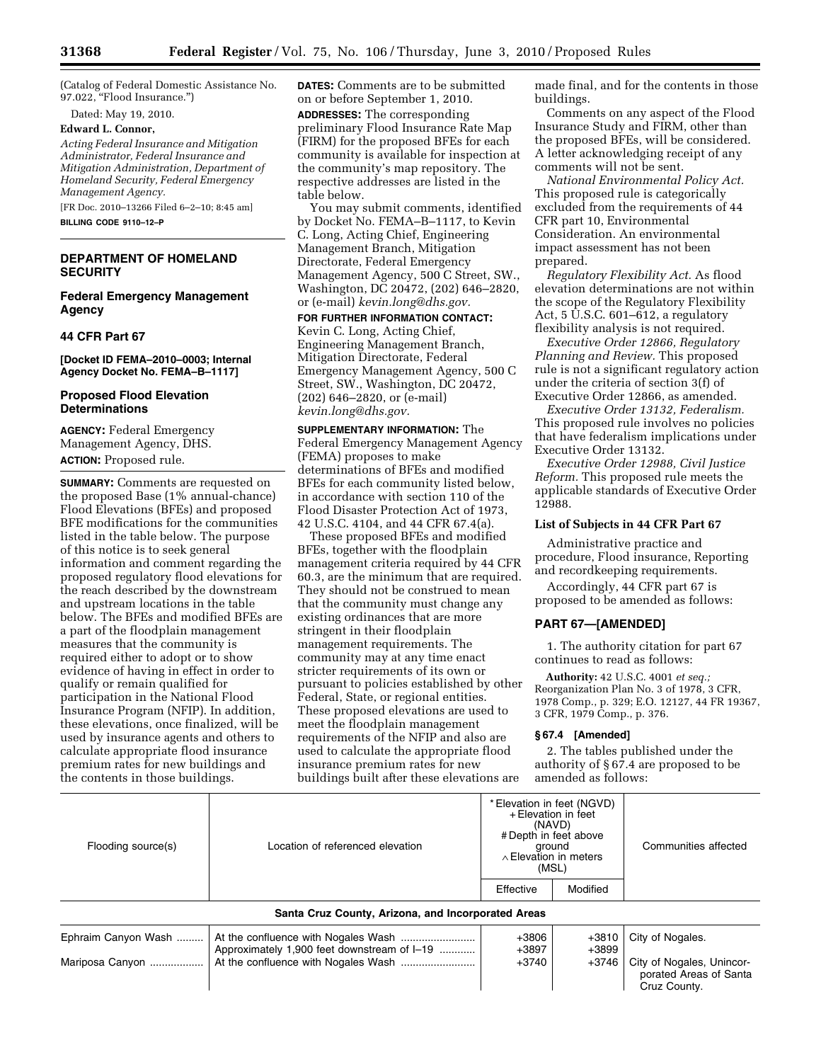(Catalog of Federal Domestic Assistance No. 97.022, "Flood Insurance.")

Dated: May 19, 2010.

**Edward L. Connor,**

*Acting Federal Insurance and Mitigation Administrator, Federal Insurance and Mitigation Administration, Department of Homeland Security, Federal Emergency Management Agency.*

[FR Doc. 2010–13266 Filed 6–2–10; 8:45 am]

**BILLING CODE 9110–12–P**

## DEPARTMENT OF HOMELAND SECURITY

## Federal Emergency Management Agency

## 44 CFR Part 67

**[Docket ID FEMA–2010–0003; Internal Agency Docket No. FEMA–B–1117]**

## Proposed Flood Elevation Determinations

**AGENCY:** Federal Emergency Management Agency, DHS.

**ACTION:** Proposed rule.

**SUMMARY:** Comments are requested on the proposed Base (1% annual-chance) Flood Elevations (BFEs) and proposed BFE modifications for the communities listed in the table below. The purpose of this notice is to seek general information and comment regarding the proposed regulatory flood elevations for the reach described by the downstream and upstream locations in the table below. The BFEs and modified BFEs are a part of the floodplain management measures that the community is required either to adopt or to show evidence of having in effect in order to qualify or remain qualified for participation in the National Flood Insurance Program (NFIP). In addition, these elevations, once finalized, will be used by insurance agents and others to calculate appropriate flood insurance premium rates for new buildings and the contents in those buildings.

**DATES:** Comments are to be submitted on or before September 1, 2010.

**ADDRESSES:** The corresponding preliminary Flood Insurance Rate Map (FIRM) for the proposed BFEs for each community is available for inspection at the community's map repository. The respective addresses are listed in the table below.

You may submit comments, identified by Docket No. FEMA–B–1117, to Kevin C. Long, Acting Chief, Engineering Management Branch, Mitigation Directorate, Federal Emergency Management Agency, 500 C Street, SW., Washington, DC 20472, (202) 646–2820, or (e-mail) *kevin.long@dhs.gov.*

**FOR FURTHER INFORMATION CONTACT:** Kevin C. Long, Acting Chief, Engineering Management Branch, Mitigation Directorate, Federal Emergency Management Agency, 500 C Street, SW., Washington, DC 20472, (202) 646–2820, or (e-mail) *kevin.long@dhs.gov.*

**SUPPLEMENTARY INFORMATION:** The Federal Emergency Management Agency (FEMA) proposes to make determinations of BFEs and modified BFEs for each community listed below, in accordance with section 110 of the Flood Disaster Protection Act of 1973, 42 U.S.C. 4104, and 44 CFR 67.4(a).

These proposed BFEs and modified BFEs, together with the floodplain management criteria required by 44 CFR 60.3, are the minimum that are required. They should not be construed to mean that the community must change any existing ordinances that are more stringent in their floodplain management requirements. The community may at any time enact stricter requirements of its own or pursuant to policies established by other Federal, State, or regional entities. These proposed elevations are used to meet the floodplain management requirements of the NFIP and also are used to calculate the appropriate flood insurance premium rates for new buildings built after these elevations are made final, and for the contents in those buildings.

Comments on any aspect of the Flood Insurance Study and FIRM, other than the proposed BFEs, will be considered. A letter acknowledging receipt of any comments will not be sent.

*National Environmental Policy Act.* This proposed rule is categorically excluded from the requirements of 44 CFR part 10, Environmental Consideration. An environmental impact assessment has not been prepared.

*Regulatory Flexibility Act.* As flood elevation determinations are not within the scope of the Regulatory Flexibility Act, 5 U.S.C. 601–612, a regulatory flexibility analysis is not required.

*Executive Order 12866, Regulatory Planning and Review.* This proposed rule is not a significant regulatory action under the criteria of section 3(f) of Executive Order 12866, as amended.

*Executive Order 13132, Federalism.* This proposed rule involves no policies that have federalism implications under Executive Order 13132.

*Executive Order 12988, Civil Justice Reform.* This proposed rule meets the applicable standards of Executive Order 12988.

### List of Subjects in 44 CFR Part 67

Administrative practice and procedure, Flood insurance, Reporting and recordkeeping requirements.

Accordingly, 44 CFR part 67 is proposed to be amended as follows:

### PART 67—[AMENDED]

1. The authority citation for part 67 continues to read as follows:

**Authority:** 42 U.S.C. 4001 *et seq.;* Reorganization Plan No. 3 of 1978, 3 CFR, 1978 Comp., p. 329; E.O. 12127, 44 FR 19367, 3 CFR, 1979 Comp., p. 376.

### § 67.4 [Amended]

2. The tables published under the authority of § 67.4 are proposed to be amended as follows:

| Flooding source(s) | Location of referenced elevation | * Elevation in feet (NGVD) + Elevation in feet (NAVD) # Depth in feet above ground ∧ Elevation in meters (MSL) | | Communities affected |
|---|---|---|---|---|
| | | Effective | Modified | |
| **Santa Cruz County, Arizona, and Incorporated Areas** | | | | |
| Ephraim Canyon Wash | At the confluence with Nogales Wash | +3806 | +3810 | City of Nogales. |
| | Approximately 1,900 feet downstream of I–19 | +3897 | +3899 | |
| Mariposa Canyon | At the confluence with Nogales Wash | +3740 | +3746 | City of Nogales, Unincorporated Areas of Santa Cruz County. |